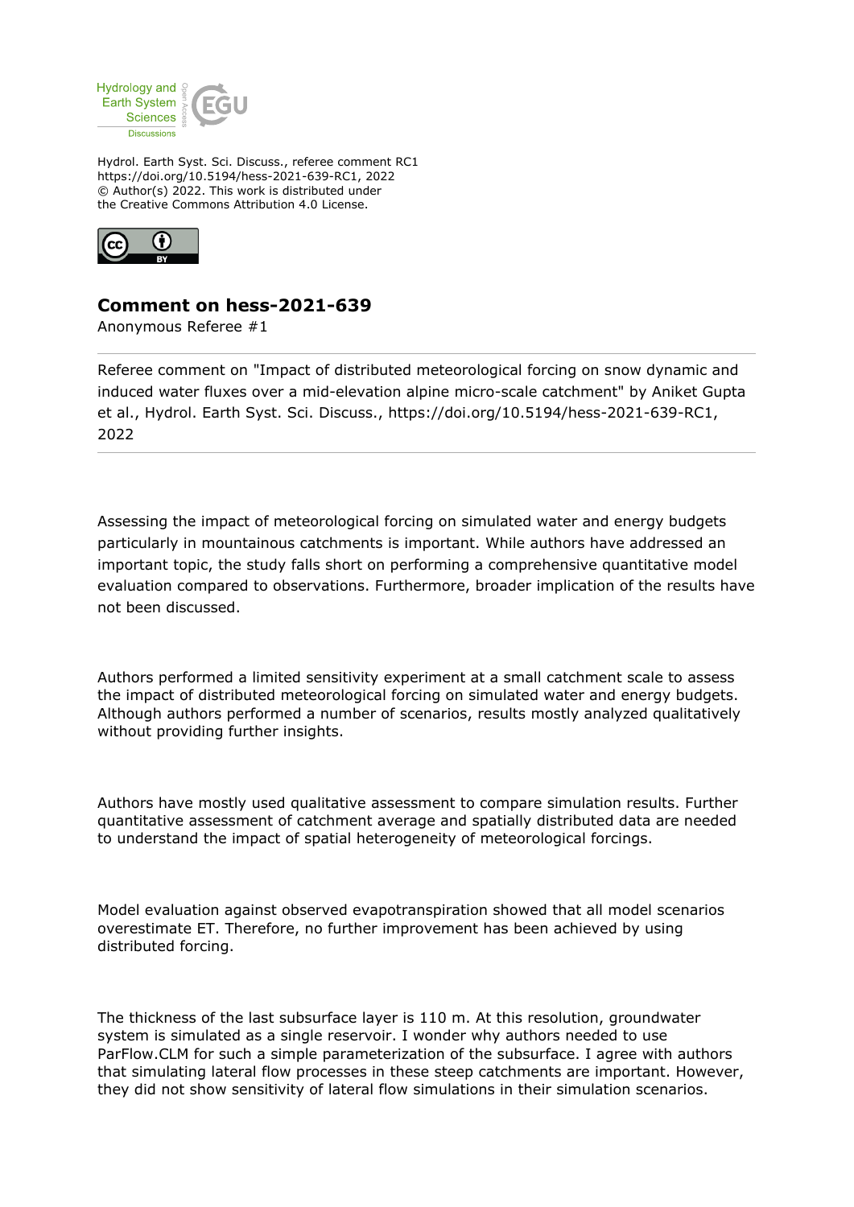Hydrol. Earth Syst. Sci. Discuss., referee comment RC1
https://doi.org/10.5194/hess-2021-639-RC1, 2022
© Author(s) 2022. This work is distributed under
the Creative Commons Attribution 4.0 License.

# Comment on hess-2021-639

Anonymous Referee #1

---

Referee comment on "Impact of distributed meteorological forcing on snow dynamic and induced water fluxes over a mid-elevation alpine micro-scale catchment" by Aniket Gupta et al., Hydrol. Earth Syst. Sci. Discuss., https://doi.org/10.5194/hess-2021-639-RC1, 2022

---

Assessing the impact of meteorological forcing on simulated water and energy budgets particularly in mountainous catchments is important. While authors have addressed an important topic, the study falls short on performing a comprehensive quantitative model evaluation compared to observations. Furthermore, broader implication of the results have not been discussed.

Authors performed a limited sensitivity experiment at a small catchment scale to assess the impact of distributed meteorological forcing on simulated water and energy budgets. Although authors performed a number of scenarios, results mostly analyzed qualitatively without providing further insights.

Authors have mostly used qualitative assessment to compare simulation results. Further quantitative assessment of catchment average and spatially distributed data are needed to understand the impact of spatial heterogeneity of meteorological forcings.

Model evaluation against observed evapotranspiration showed that all model scenarios overestimate ET. Therefore, no further improvement has been achieved by using distributed forcing.

The thickness of the last subsurface layer is 110 m. At this resolution, groundwater system is simulated as a single reservoir. I wonder why authors needed to use ParFlow.CLM for such a simple parameterization of the subsurface. I agree with authors that simulating lateral flow processes in these steep catchments are important. However, they did not show sensitivity of lateral flow simulations in their simulation scenarios.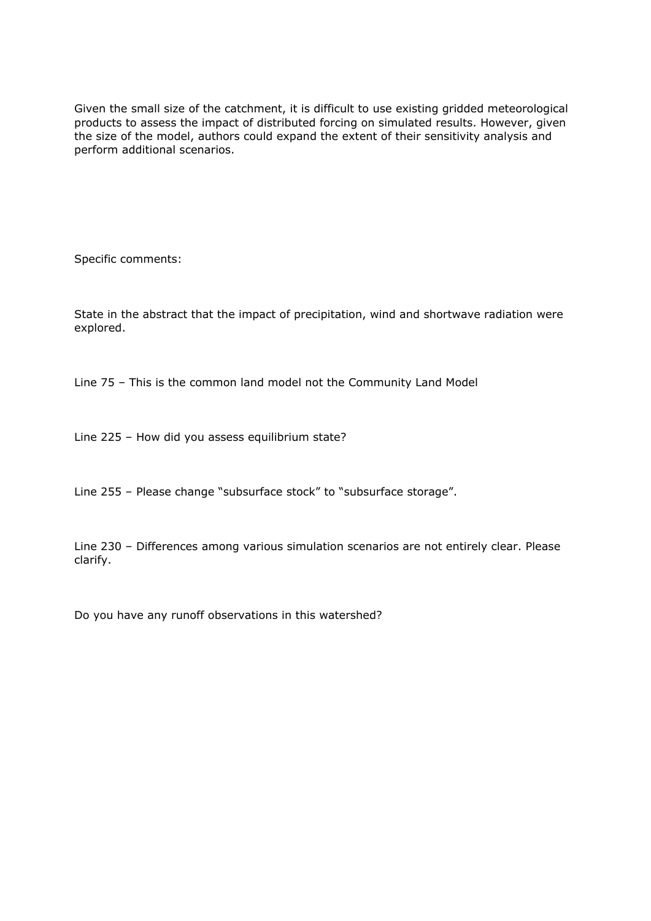Given the small size of the catchment, it is difficult to use existing gridded meteorological products to assess the impact of distributed forcing on simulated results. However, given the size of the model, authors could expand the extent of their sensitivity analysis and perform additional scenarios.

Specific comments:

State in the abstract that the impact of precipitation, wind and shortwave radiation were explored.

Line 75 – This is the common land model not the Community Land Model

Line 225 – How did you assess equilibrium state?

Line 255 – Please change "subsurface stock" to "subsurface storage".

Line 230 – Differences among various simulation scenarios are not entirely clear. Please clarify.

Do you have any runoff observations in this watershed?